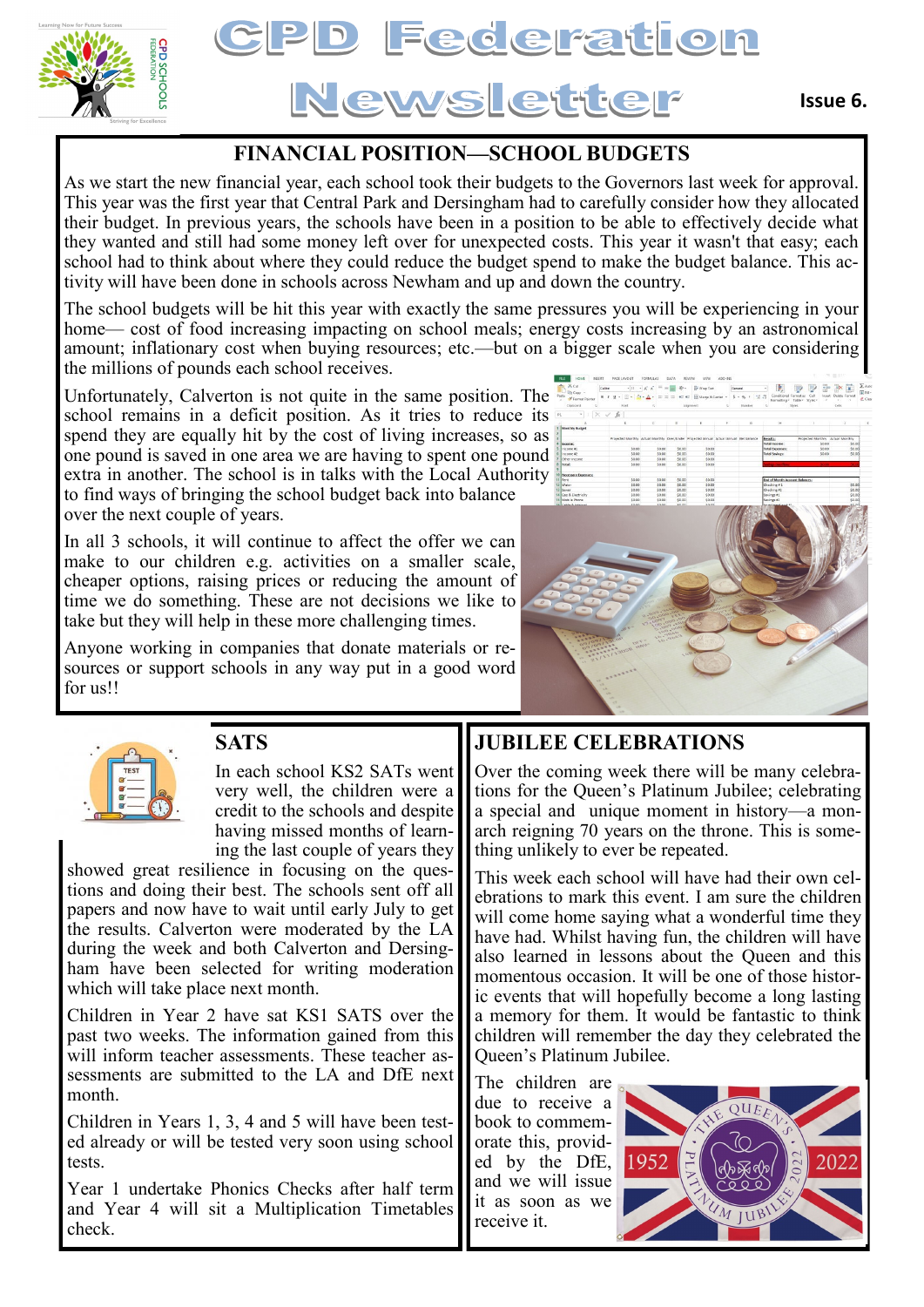# CPD Federation Newsletter

Issue 6.

## FINANCIAL POSITION—SCHOOL BUDGETS

As we start the new financial year, each school took their budgets to the Governors last week for approval. This year was the first year that Central Park and Dersingham had to carefully consider how they allocated their budget. In previous years, the schools have been in a position to be able to effectively decide what they wanted and still had some money left over for unexpected costs. This year it wasn't that easy; each school had to think about where they could reduce the budget spend to make the budget balance. This activity will have been done in schools across Newham and up and down the country.

The school budgets will be hit this year with exactly the same pressures you will be experiencing in your home— cost of food increasing impacting on school meals; energy costs increasing by an astronomical amount; inflationary cost when buying resources; etc.—but on a bigger scale when you are considering the millions of pounds each school receives.

Unfortunately, Calverton is not quite in the same position. The school remains in a deficit position. As it tries to reduce its spend they are equally hit by the cost of living increases, so as one pound is saved in one area we are having to spent one pound extra in another. The school is in talks with the Local Authority to find ways of bringing the school budget back into balance over the next couple of years.

In all 3 schools, it will continue to affect the offer we can make to our children e.g. activities on a smaller scale, cheaper options, raising prices or reducing the amount of time we do something. These are not decisions we like to take but they will help in these more challenging times.

Anyone working in companies that donate materials or resources or support schools in any way put in a good word for us!!

## SATS

In each school KS2 SATs went very well, the children were a credit to the schools and despite having missed months of learning the last couple of years they showed great resilience in focusing on the questions and doing their best. The schools sent off all papers and now have to wait until early July to get the results. Calverton were moderated by the LA during the week and both Calverton and Dersingham have been selected for writing moderation which will take place next month.

Children in Year 2 have sat KS1 SATS over the past two weeks. The information gained from this will inform teacher assessments. These teacher assessments are submitted to the LA and DfE next month.

Children in Years 1, 3, 4 and 5 will have been tested already or will be tested very soon using school tests.

Year 1 undertake Phonics Checks after half term and Year 4 will sit a Multiplication Timetables check.

## JUBILEE CELEBRATIONS

Over the coming week there will be many celebrations for the Queen's Platinum Jubilee; celebrating a special and unique moment in history—a monarch reigning 70 years on the throne. This is something unlikely to ever be repeated.

This week each school will have had their own celebrations to mark this event. I am sure the children will come home saying what a wonderful time they have had. Whilst having fun, the children will have also learned in lessons about the Queen and this momentous occasion. It will be one of those historic events that will hopefully become a long lasting a memory for them. It would be fantastic to think children will remember the day they celebrated the Queen's Platinum Jubilee.

The children are due to receive a book to commemorate this, provided by the DfE, and we will issue it as soon as we receive it.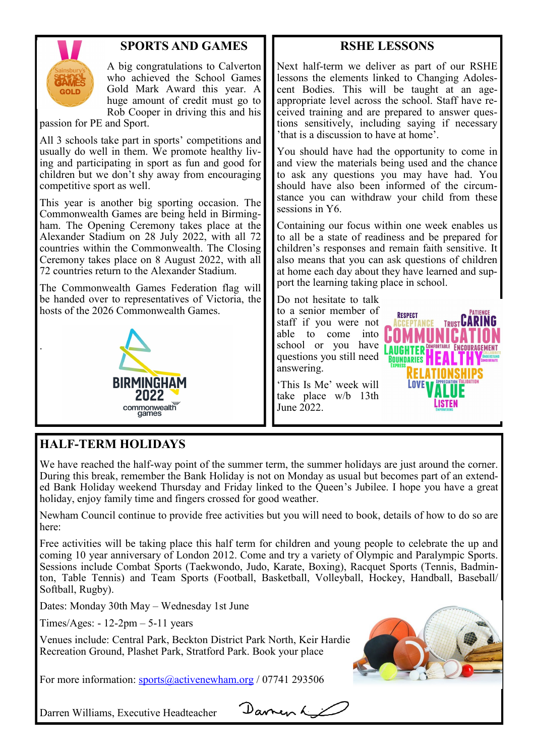## SPORTS AND GAMES

A big congratulations to Calverton who achieved the School Games Gold Mark Award this year. A huge amount of credit must go to Rob Cooper in driving this and his passion for PE and Sport.

All 3 schools take part in sports' competitions and usually do well in them. We promote healthy living and participating in sport as fun and good for children but we don't shy away from encouraging competitive sport as well.

This year is another big sporting occasion. The Commonwealth Games are being held in Birmingham. The Opening Ceremony takes place at the Alexander Stadium on 28 July 2022, with all 72 countries within the Commonwealth. The Closing Ceremony takes place on 8 August 2022, with all 72 countries return to the Alexander Stadium.

The Commonwealth Games Federation flag will be handed over to representatives of Victoria, the hosts of the 2026 Commonwealth Games.

## RSHE LESSONS

Next half-term we deliver as part of our RSHE lessons the elements linked to Changing Adolescent Bodies. This will be taught at an age-appropriate level across the school. Staff have received training and are prepared to answer questions sensitively, including saying if necessary 'that is a discussion to have at home'.

You should have had the opportunity to come in and view the materials being used and the chance to ask any questions you may have had. You should have also been informed of the circumstance you can withdraw your child from these sessions in Y6.

Containing our focus within one week enables us to all be a state of readiness and be prepared for children's responses and remain faith sensitive. It also means that you can ask questions of children at home each day about they have learned and support the learning taking place in school.

Do not hesitate to talk to a senior member of staff if you were not able to come into school or you have questions you still need answering.

'This Is Me' week will take place w/b 13th June 2022.

## HALF-TERM HOLIDAYS

We have reached the half-way point of the summer term, the summer holidays are just around the corner. During this break, remember the Bank Holiday is not on Monday as usual but becomes part of an extended Bank Holiday weekend Thursday and Friday linked to the Queen's Jubilee. I hope you have a great holiday, enjoy family time and fingers crossed for good weather.

Newham Council continue to provide free activities but you will need to book, details of how to do so are here:

Free activities will be taking place this half term for children and young people to celebrate the up and coming 10 year anniversary of London 2012. Come and try a variety of Olympic and Paralympic Sports. Sessions include Combat Sports (Taekwondo, Judo, Karate, Boxing), Racquet Sports (Tennis, Badminton, Table Tennis) and Team Sports (Football, Basketball, Volleyball, Hockey, Handball, Baseball/ Softball, Rugby).

Dates: Monday 30th May – Wednesday 1st June

Times/Ages: - 12-2pm – 5-11 years

Venues include: Central Park, Beckton District Park North, Keir Hardie Recreation Ground, Plashet Park, Stratford Park. Book your place

For more information: sports@activenewham.org / 07741 293506

Darren Williams, Executive Headteacher